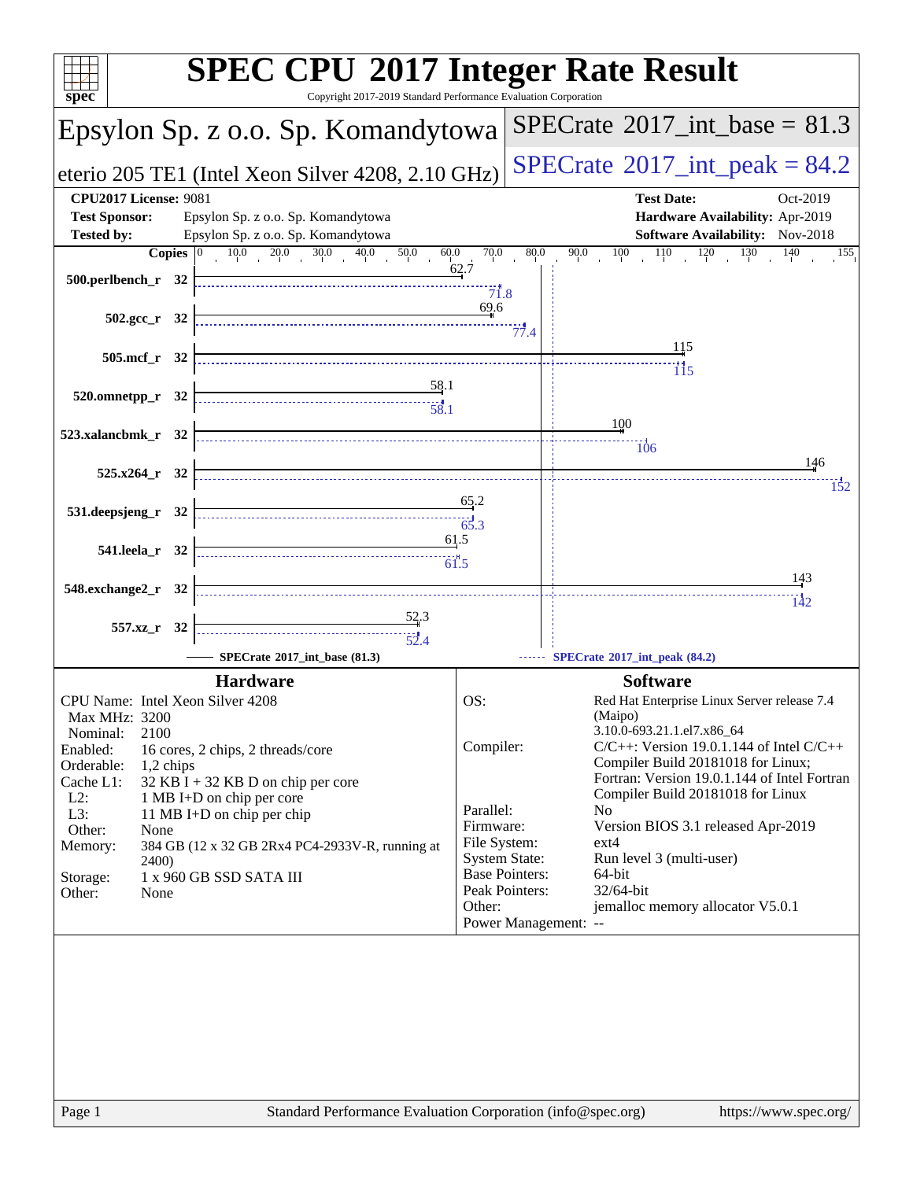# SPEC CPU 2017 Integer Rate Result

Copyright 2017-2019 Standard Performance Evaluation Corporation

## Epsylon Sp. z o.o. Sp. Komandytowa

**eterio 205 TE1 (Intel Xeon Silver 4208, 2.10 GHz)**

SPECrate 2017_int_base = 81.3

SPECrate 2017_int_peak = 84.2

| | | | |
|---|---|---|---|
| **CPU2017 License:** | 9081 | **Test Date:** | Oct-2019 |
| **Test Sponsor:** | Epsylon Sp. z o.o. Sp. Komandytowa | **Hardware Availability:** | Apr-2019 |
| **Tested by:** | Epsylon Sp. z o.o. Sp. Komandytowa | **Software Availability:** | Nov-2018 |

| Benchmark | Copies | SPECrate 2017_int_base (81.3) | SPECrate 2017_int_peak (84.2) |
|---|---|---|---|
| 500.perlbench_r | 32 | 62.7 | 71.8 |
| 502.gcc_r | 32 | 69.6 | 77.4 |
| 505.mcf_r | 32 | 115 | 115 |
| 520.omnetpp_r | 32 | 58.1 | 58.1 |
| 523.xalancbmk_r | 32 | 100 | 106 |
| 525.x264_r | 32 | 146 | 152 |
| 531.deepsjeng_r | 32 | 65.2 | 65.3 |
| 541.leela_r | 32 | 61.5 | 61.5 |
| 548.exchange2_r | 32 | 143 | 142 |
| 557.xz_r | 32 | 52.3 | 52.4 |

## Hardware

| | |
|---|---|
| CPU Name: | Intel Xeon Silver 4208 |
| Max MHz: | 3200 |
| Nominal: | 2100 |
| Enabled: | 16 cores, 2 chips, 2 threads/core |
| Orderable: | 1,2 chips |
| Cache L1: | 32 KB I + 32 KB D on chip per core |
| L2: | 1 MB I+D on chip per core |
| L3: | 11 MB I+D on chip per chip |
| Other: | None |
| Memory: | 384 GB (12 x 32 GB 2Rx4 PC4-2933V-R, running at 2400) |
| Storage: | 1 x 960 GB SSD SATA III |
| Other: | None |

## Software

| | |
|---|---|
| OS: | Red Hat Enterprise Linux Server release 7.4 (Maipo) 3.10.0-693.21.1.el7.x86_64 |
| Compiler: | C/C++: Version 19.0.1.144 of Intel C/C++ Compiler Build 20181018 for Linux; Fortran: Version 19.0.1.144 of Intel Fortran Compiler Build 20181018 for Linux |
| Parallel: | No |
| Firmware: | Version BIOS 3.1 released Apr-2019 |
| File System: | ext4 |
| System State: | Run level 3 (multi-user) |
| Base Pointers: | 64-bit |
| Peak Pointers: | 32/64-bit |
| Other: | jemalloc memory allocator V5.0.1 |
| Power Management: | -- |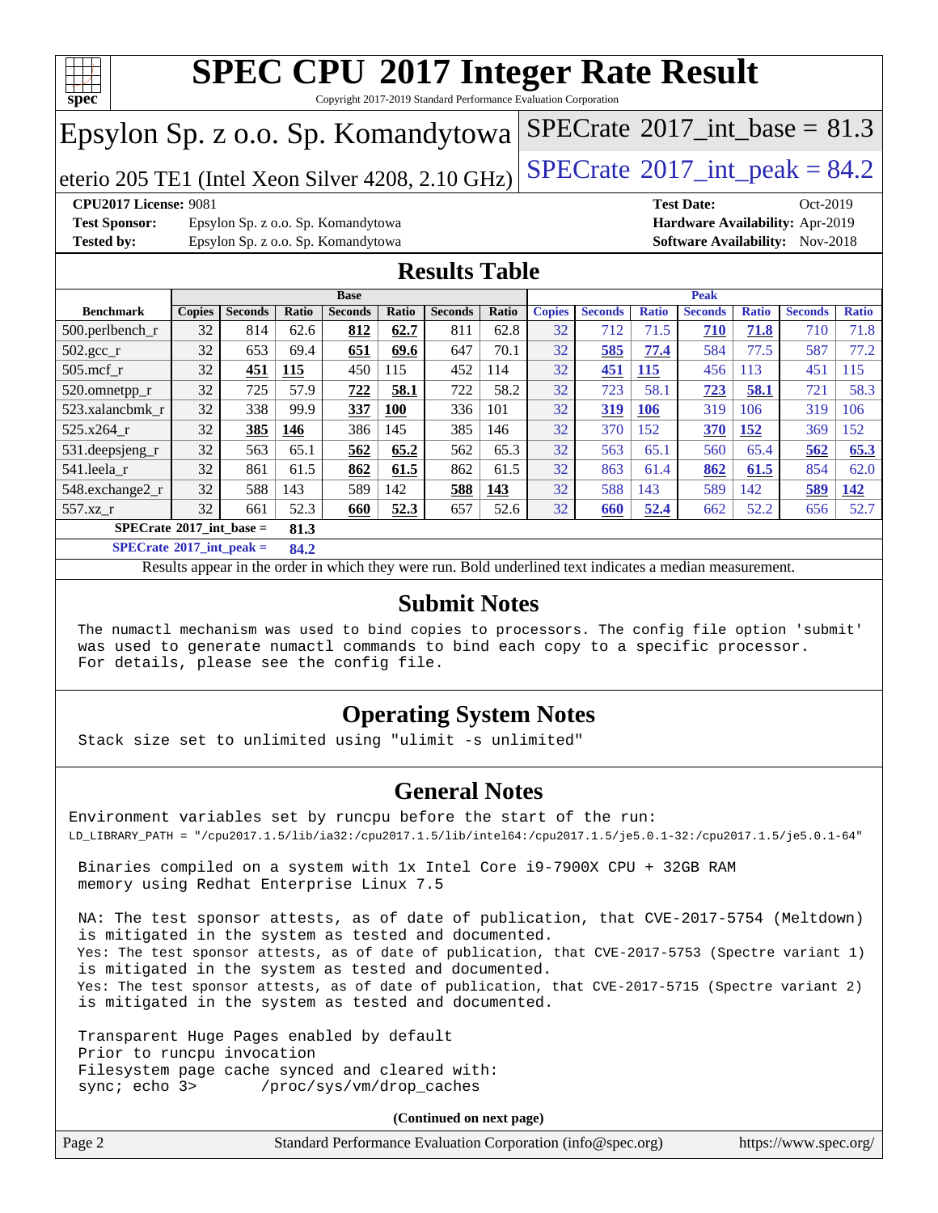# SPEC CPU 2017 Integer Rate Result

Copyright 2017-2019 Standard Performance Evaluation Corporation

## Epsylon Sp. z o.o. Sp. Komandytowa

eterio 205 TE1 (Intel Xeon Silver 4208, 2.10 GHz)

SPECrate 2017_int_base = 81.3

SPECrate 2017_int_peak = 84.2

**CPU2017 License:** 9081
**Test Sponsor:** Epsylon Sp. z o.o. Sp. Komandytowa
**Tested by:** Epsylon Sp. z o.o. Sp. Komandytowa

**Test Date:** Oct-2019
**Hardware Availability:** Apr-2019
**Software Availability:** Nov-2018

## Results Table

| Benchmark | Base | | | | | | | Peak | | | | | | |
|---|---|---|---|---|---|---|---|---|---|---|---|---|---|---|
| | Copies | Seconds | Ratio | Seconds | Ratio | Seconds | Ratio | Copies | Seconds | Ratio | Seconds | Ratio | Seconds | Ratio |
| 500.perlbench_r | 32 | 814 | 62.6 | **812** | **62.7** | 811 | 62.8 | 32 | 712 | 71.5 | **710** | **71.8** | 710 | 71.8 |
| 502.gcc_r | 32 | 653 | 69.4 | **651** | **69.6** | 647 | 70.1 | 32 | **585** | **77.4** | 584 | 77.5 | 587 | 77.2 |
| 505.mcf_r | 32 | **451** | **115** | 450 | 115 | 452 | 114 | 32 | **451** | **115** | 456 | 113 | 451 | 115 |
| 520.omnetpp_r | 32 | 725 | 57.9 | **722** | **58.1** | 722 | 58.2 | 32 | 723 | 58.1 | **723** | **58.1** | 721 | 58.3 |
| 523.xalancbmk_r | 32 | 338 | 99.9 | **337** | **100** | 336 | 101 | 32 | **319** | **106** | 319 | 106 | 319 | 106 |
| 525.x264_r | 32 | **385** | **146** | 386 | 145 | 385 | 146 | 32 | 370 | 152 | **370** | **152** | 369 | 152 |
| 531.deepsjeng_r | 32 | 563 | 65.1 | **562** | **65.2** | 562 | 65.3 | 32 | 563 | 65.1 | 560 | 65.4 | **562** | **65.3** |
| 541.leela_r | 32 | 861 | 61.5 | **862** | **61.5** | 862 | 61.5 | 32 | 863 | 61.4 | **862** | **61.5** | 854 | 62.0 |
| 548.exchange2_r | 32 | 588 | 143 | 589 | 142 | **588** | **143** | 32 | 588 | 143 | 589 | 142 | **589** | **142** |
| 557.xz_r | 32 | 661 | 52.3 | **660** | **52.3** | 657 | 52.6 | 32 | **660** | **52.4** | 662 | 52.2 | 656 | 52.7 |

**SPECrate 2017_int_base = 81.3**

**SPECrate 2017_int_peak = 84.2**

Results appear in the order in which they were run. Bold underlined text indicates a median measurement.

## Submit Notes

```
The numactl mechanism was used to bind copies to processors. The config file option 'submit'
was used to generate numactl commands to bind each copy to a specific processor.
For details, please see the config file.
```

## Operating System Notes

```
Stack size set to unlimited using "ulimit -s unlimited"
```

## General Notes

```
Environment variables set by runcpu before the start of the run:
LD_LIBRARY_PATH = "/cpu2017.1.5/lib/ia32:/cpu2017.1.5/lib/intel64:/cpu2017.1.5/je5.0.1-32:/cpu2017.1.5/je5.0.1-64"

 Binaries compiled on a system with 1x Intel Core i9-7900X CPU + 32GB RAM
 memory using Redhat Enterprise Linux 7.5

 NA: The test sponsor attests, as of date of publication, that CVE-2017-5754 (Meltdown)
 is mitigated in the system as tested and documented.
 Yes: The test sponsor attests, as of date of publication, that CVE-2017-5753 (Spectre variant 1)
 is mitigated in the system as tested and documented.
 Yes: The test sponsor attests, as of date of publication, that CVE-2017-5715 (Spectre variant 2)
 is mitigated in the system as tested and documented.

 Transparent Huge Pages enabled by default
 Prior to runcpu invocation
 Filesystem page cache synced and cleared with:
 sync; echo 3>       /proc/sys/vm/drop_caches
```

**(Continued on next page)**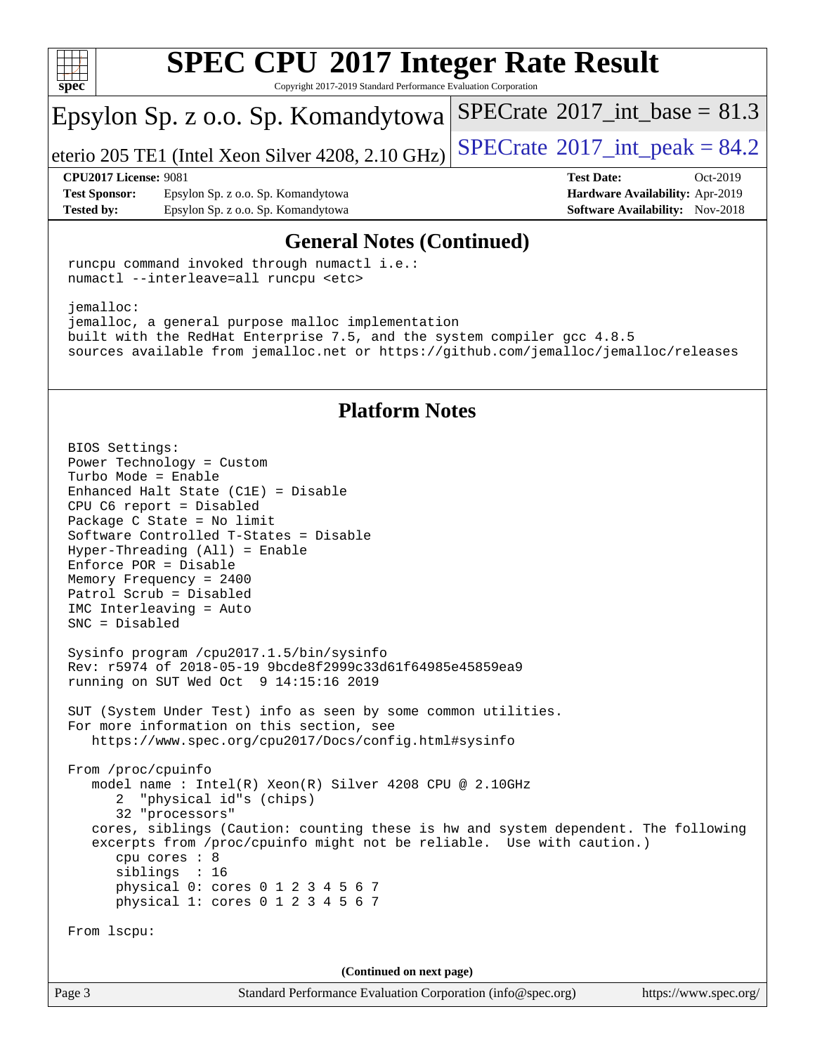## General Notes (Continued)

```
runcpu command invoked through numactl i.e.:
numactl --interleave=all runcpu <etc>

jemalloc:
jemalloc, a general purpose malloc implementation
built with the RedHat Enterprise 7.5, and the system compiler gcc 4.8.5
sources available from jemalloc.net or https://github.com/jemalloc/jemalloc/releases
```

## Platform Notes

```
BIOS Settings:
Power Technology = Custom
Turbo Mode = Enable
Enhanced Halt State (C1E) = Disable
CPU C6 report = Disabled
Package C State = No limit
Software Controlled T-States = Disable
Hyper-Threading (All) = Enable
Enforce POR = Disable
Memory Frequency = 2400
Patrol Scrub = Disabled
IMC Interleaving = Auto
SNC = Disabled

Sysinfo program /cpu2017.1.5/bin/sysinfo
Rev: r5974 of 2018-05-19 9bcde8f2999c33d61f64985e45859ea9
running on SUT Wed Oct  9 14:15:16 2019

SUT (System Under Test) info as seen by some common utilities.
For more information on this section, see
   https://www.spec.org/cpu2017/Docs/config.html#sysinfo

From /proc/cpuinfo
   model name : Intel(R) Xeon(R) Silver 4208 CPU @ 2.10GHz
      2  "physical id"s (chips)
      32 "processors"
   cores, siblings (Caution: counting these is hw and system dependent. The following
   excerpts from /proc/cpuinfo might not be reliable.  Use with caution.)
      cpu cores : 8
      siblings  : 16
      physical 0: cores 0 1 2 3 4 5 6 7
      physical 1: cores 0 1 2 3 4 5 6 7

From lscpu:
```

(Continued on next page)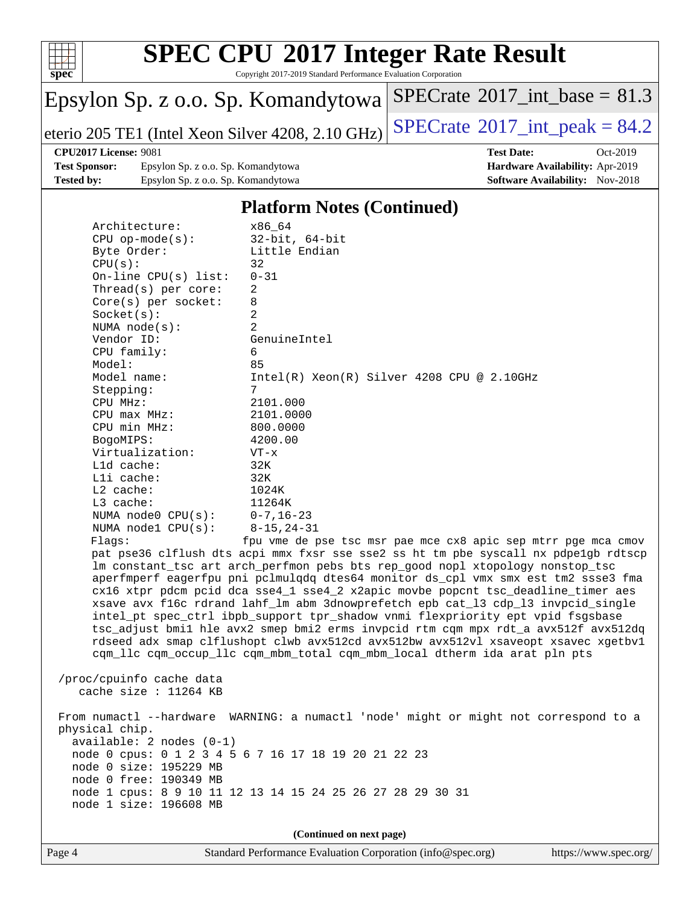# SPEC CPU 2017 Integer Rate Result

Copyright 2017-2019 Standard Performance Evaluation Corporation

**Epsylon Sp. z o.o. Sp. Komandytowa**

**eterio 205 TE1 (Intel Xeon Silver 4208, 2.10 GHz)**

SPECrate 2017_int_base = 81.3

SPECrate 2017_int_peak = 84.2

**CPU2017 License:** 9081
**Test Sponsor:** Epsylon Sp. z o.o. Sp. Komandytowa
**Tested by:** Epsylon Sp. z o.o. Sp. Komandytowa

**Test Date:** Oct-2019
**Hardware Availability:** Apr-2019
**Software Availability:** Nov-2018

## Platform Notes (Continued)

```
    Architecture:          x86_64
    CPU op-mode(s):        32-bit, 64-bit
    Byte Order:            Little Endian
    CPU(s):                32
    On-line CPU(s) list:   0-31
    Thread(s) per core:    2
    Core(s) per socket:    8
    Socket(s):             2
    NUMA node(s):          2
    Vendor ID:             GenuineIntel
    CPU family:            6
    Model:                 85
    Model name:            Intel(R) Xeon(R) Silver 4208 CPU @ 2.10GHz
    Stepping:              7
    CPU MHz:               2101.000
    CPU max MHz:           2101.0000
    CPU min MHz:           800.0000
    BogoMIPS:              4200.00
    Virtualization:        VT-x
    L1d cache:             32K
    L1i cache:             32K
    L2 cache:              1024K
    L3 cache:              11264K
    NUMA node0 CPU(s):     0-7,16-23
    NUMA node1 CPU(s):     8-15,24-31
    Flags:                 fpu vme de pse tsc msr pae mce cx8 apic sep mtrr pge mca cmov
    pat pse36 clflush dts acpi mmx fxsr sse sse2 ss ht tm pbe syscall nx pdpe1gb rdtscp
    lm constant_tsc art arch_perfmon pebs bts rep_good nopl xtopology nonstop_tsc
    aperfmperf eagerfpu pni pclmulqdq dtes64 monitor ds_cpl vmx smx est tm2 ssse3 fma
    cx16 xtpr pdcm pcid dca sse4_1 sse4_2 x2apic movbe popcnt tsc_deadline_timer aes
    xsave avx f16c rdrand lahf_lm abm 3dnowprefetch epb cat_l3 cdp_l3 invpcid_single
    intel_pt spec_ctrl ibpb_support tpr_shadow vnmi flexpriority ept vpid fsgsbase
    tsc_adjust bmi1 hle avx2 smep bmi2 erms invpcid rtm cqm mpx rdt_a avx512f avx512dq
    rdseed adx smap clflushopt clwb avx512cd avx512bw avx512vl xsaveopt xsavec xgetbv1
    cqm_llc cqm_occup_llc cqm_mbm_total cqm_mbm_local dtherm ida arat pln pts

 /proc/cpuinfo cache data
    cache size : 11264 KB

 From numactl --hardware  WARNING: a numactl 'node' might or might not correspond to a
 physical chip.
   available: 2 nodes (0-1)
   node 0 cpus: 0 1 2 3 4 5 6 7 16 17 18 19 20 21 22 23
   node 0 size: 195229 MB
   node 0 free: 190349 MB
   node 1 cpus: 8 9 10 11 12 13 14 15 24 25 26 27 28 29 30 31
   node 1 size: 196608 MB
```

**(Continued on next page)**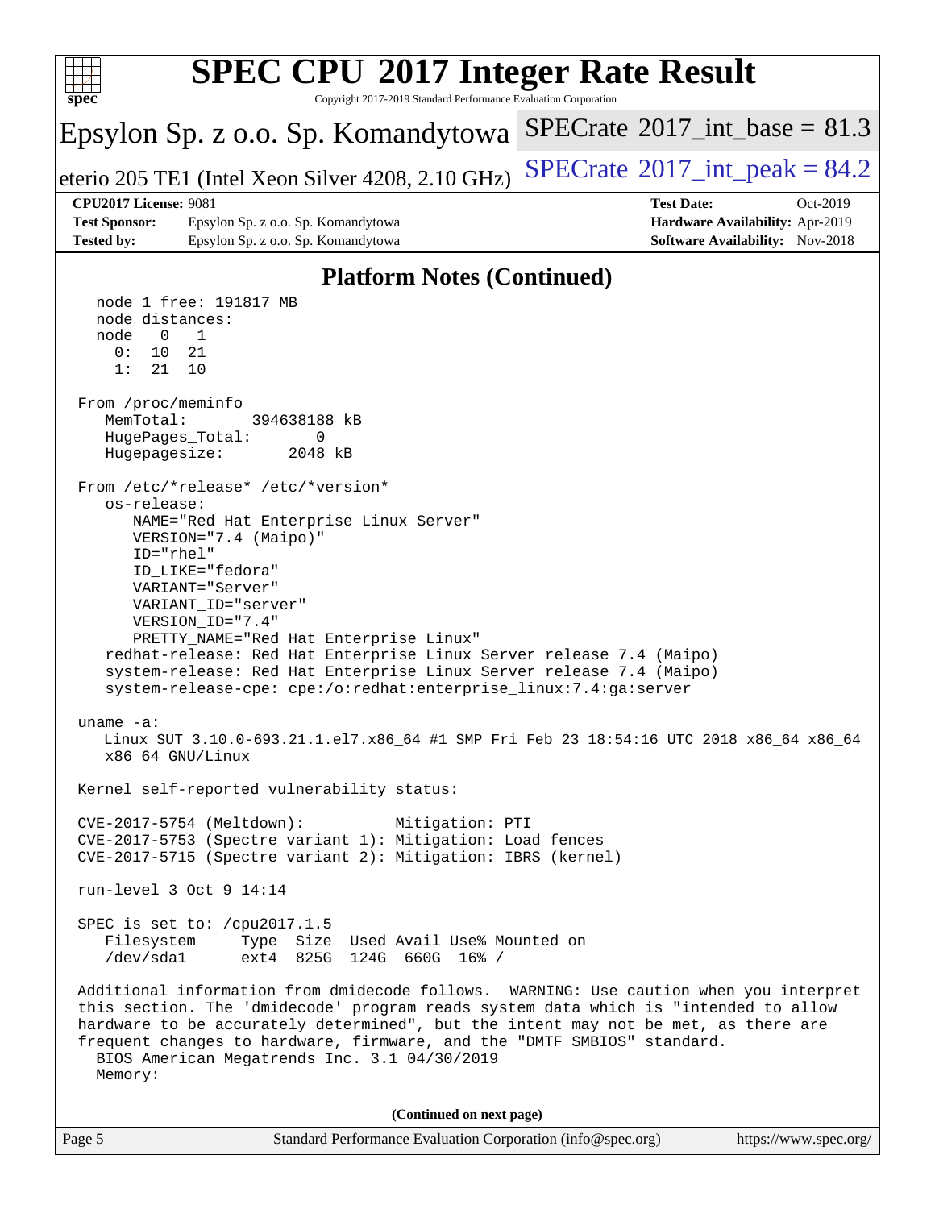## Platform Notes (Continued)

```
  node 1 free: 191817 MB
  node distances:
  node   0   1
    0:  10  21
    1:  21  10

From /proc/meminfo
   MemTotal:       394638188 kB
   HugePages_Total:       0
   Hugepagesize:       2048 kB

From /etc/*release* /etc/*version*
   os-release:
      NAME="Red Hat Enterprise Linux Server"
      VERSION="7.4 (Maipo)"
      ID="rhel"
      ID_LIKE="fedora"
      VARIANT="Server"
      VARIANT_ID="server"
      VERSION_ID="7.4"
      PRETTY_NAME="Red Hat Enterprise Linux"
   redhat-release: Red Hat Enterprise Linux Server release 7.4 (Maipo)
   system-release: Red Hat Enterprise Linux Server release 7.4 (Maipo)
   system-release-cpe: cpe:/o:redhat:enterprise_linux:7.4:ga:server

uname -a:
   Linux SUT 3.10.0-693.21.1.el7.x86_64 #1 SMP Fri Feb 23 18:54:16 UTC 2018 x86_64 x86_64
   x86_64 GNU/Linux

Kernel self-reported vulnerability status:

CVE-2017-5754 (Meltdown):          Mitigation: PTI
CVE-2017-5753 (Spectre variant 1): Mitigation: Load fences
CVE-2017-5715 (Spectre variant 2): Mitigation: IBRS (kernel)

run-level 3 Oct 9 14:14

SPEC is set to: /cpu2017.1.5
   Filesystem     Type  Size  Used Avail Use% Mounted on
   /dev/sda1      ext4  825G  124G  660G  16% /

Additional information from dmidecode follows.  WARNING: Use caution when you interpret
this section. The 'dmidecode' program reads system data which is "intended to allow
hardware to be accurately determined", but the intent may not be met, as there are
frequent changes to hardware, firmware, and the "DMTF SMBIOS" standard.
  BIOS American Megatrends Inc. 3.1 04/30/2019
  Memory:
```

**(Continued on next page)**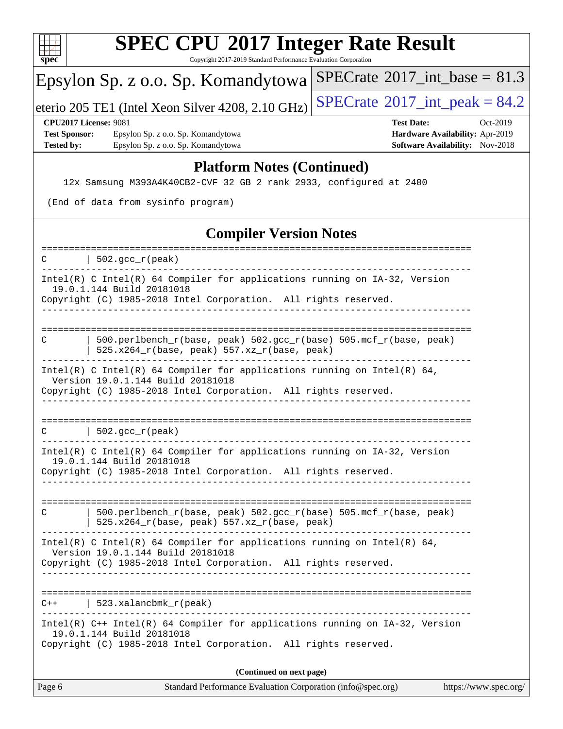## Platform Notes (Continued)

```
    12x Samsung M393A4K40CB2-CVF 32 GB 2 rank 2933, configured at 2400

 (End of data from sysinfo program)
```

## Compiler Version Notes

```
==============================================================================
C       | 502.gcc_r(peak)
------------------------------------------------------------------------------
Intel(R) C Intel(R) 64 Compiler for applications running on IA-32, Version
  19.0.1.144 Build 20181018
Copyright (C) 1985-2018 Intel Corporation.  All rights reserved.
------------------------------------------------------------------------------

==============================================================================
C       | 500.perlbench_r(base, peak) 502.gcc_r(base) 505.mcf_r(base, peak)
        | 525.x264_r(base, peak) 557.xz_r(base, peak)
------------------------------------------------------------------------------
Intel(R) C Intel(R) 64 Compiler for applications running on Intel(R) 64,
  Version 19.0.1.144 Build 20181018
Copyright (C) 1985-2018 Intel Corporation.  All rights reserved.
------------------------------------------------------------------------------

==============================================================================
C       | 502.gcc_r(peak)
------------------------------------------------------------------------------
Intel(R) C Intel(R) 64 Compiler for applications running on IA-32, Version
  19.0.1.144 Build 20181018
Copyright (C) 1985-2018 Intel Corporation.  All rights reserved.
------------------------------------------------------------------------------

==============================================================================
C       | 500.perlbench_r(base, peak) 502.gcc_r(base) 505.mcf_r(base, peak)
        | 525.x264_r(base, peak) 557.xz_r(base, peak)
------------------------------------------------------------------------------
Intel(R) C Intel(R) 64 Compiler for applications running on Intel(R) 64,
  Version 19.0.1.144 Build 20181018
Copyright (C) 1985-2018 Intel Corporation.  All rights reserved.
------------------------------------------------------------------------------

==============================================================================
C++     | 523.xalancbmk_r(peak)
------------------------------------------------------------------------------
Intel(R) C++ Intel(R) 64 Compiler for applications running on IA-32, Version
  19.0.1.144 Build 20181018
Copyright (C) 1985-2018 Intel Corporation.  All rights reserved.
```

(Continued on next page)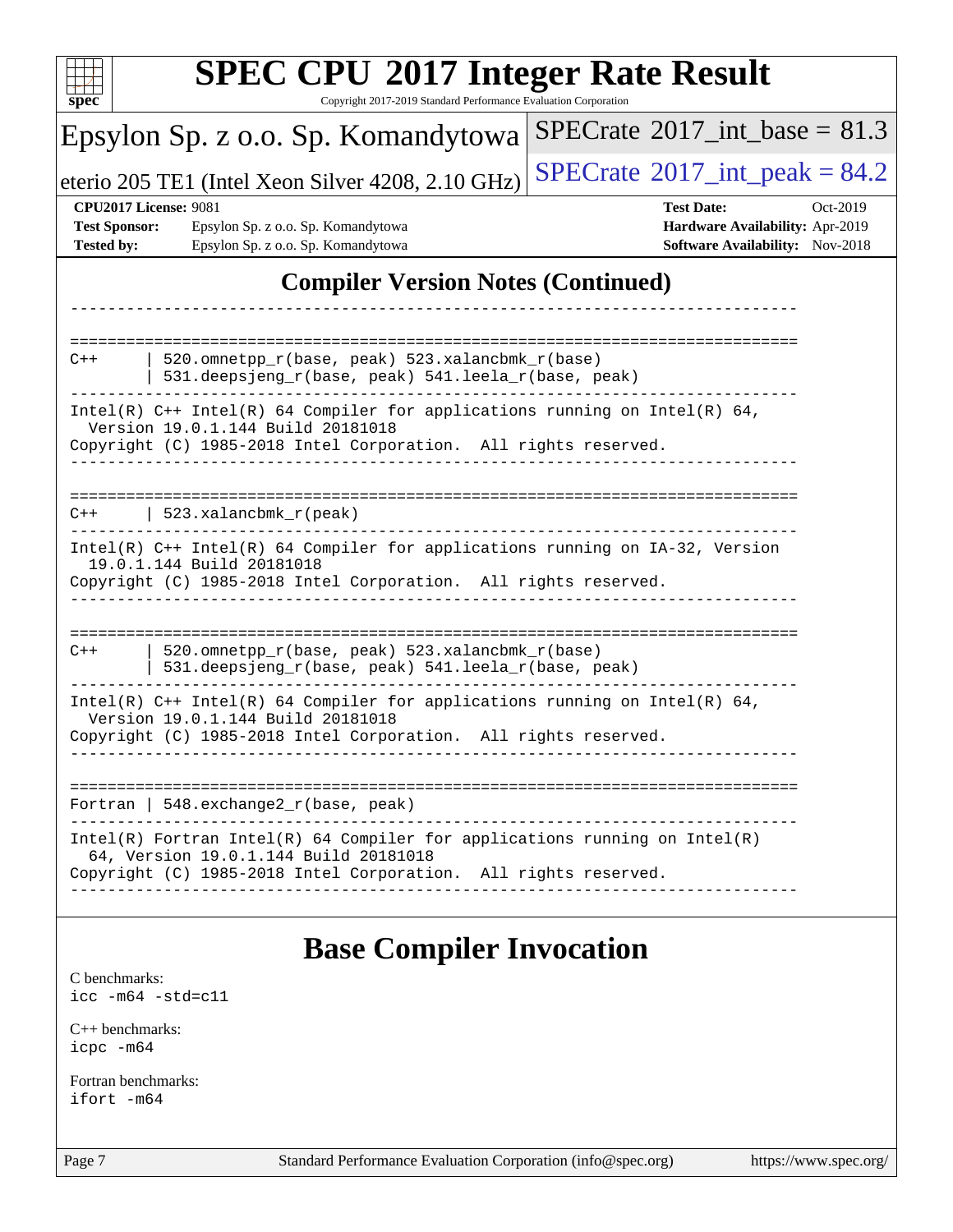## Compiler Version Notes (Continued)

```
------------------------------------------------------------------------------

==============================================================================
C++     | 520.omnetpp_r(base, peak) 523.xalancbmk_r(base)
        | 531.deepsjeng_r(base, peak) 541.leela_r(base, peak)
------------------------------------------------------------------------------
Intel(R) C++ Intel(R) 64 Compiler for applications running on Intel(R) 64,
  Version 19.0.1.144 Build 20181018
Copyright (C) 1985-2018 Intel Corporation.  All rights reserved.
------------------------------------------------------------------------------

==============================================================================
C++     | 523.xalancbmk_r(peak)
------------------------------------------------------------------------------
Intel(R) C++ Intel(R) 64 Compiler for applications running on IA-32, Version
  19.0.1.144 Build 20181018
Copyright (C) 1985-2018 Intel Corporation.  All rights reserved.
------------------------------------------------------------------------------

==============================================================================
C++     | 520.omnetpp_r(base, peak) 523.xalancbmk_r(base)
        | 531.deepsjeng_r(base, peak) 541.leela_r(base, peak)
------------------------------------------------------------------------------
Intel(R) C++ Intel(R) 64 Compiler for applications running on Intel(R) 64,
  Version 19.0.1.144 Build 20181018
Copyright (C) 1985-2018 Intel Corporation.  All rights reserved.
------------------------------------------------------------------------------

==============================================================================
Fortran | 548.exchange2_r(base, peak)
------------------------------------------------------------------------------
Intel(R) Fortran Intel(R) 64 Compiler for applications running on Intel(R)
  64, Version 19.0.1.144 Build 20181018
Copyright (C) 1985-2018 Intel Corporation.  All rights reserved.
------------------------------------------------------------------------------
```

## Base Compiler Invocation

C benchmarks:
`icc -m64 -std=c11`

C++ benchmarks:
`icpc -m64`

Fortran benchmarks:
`ifort -m64`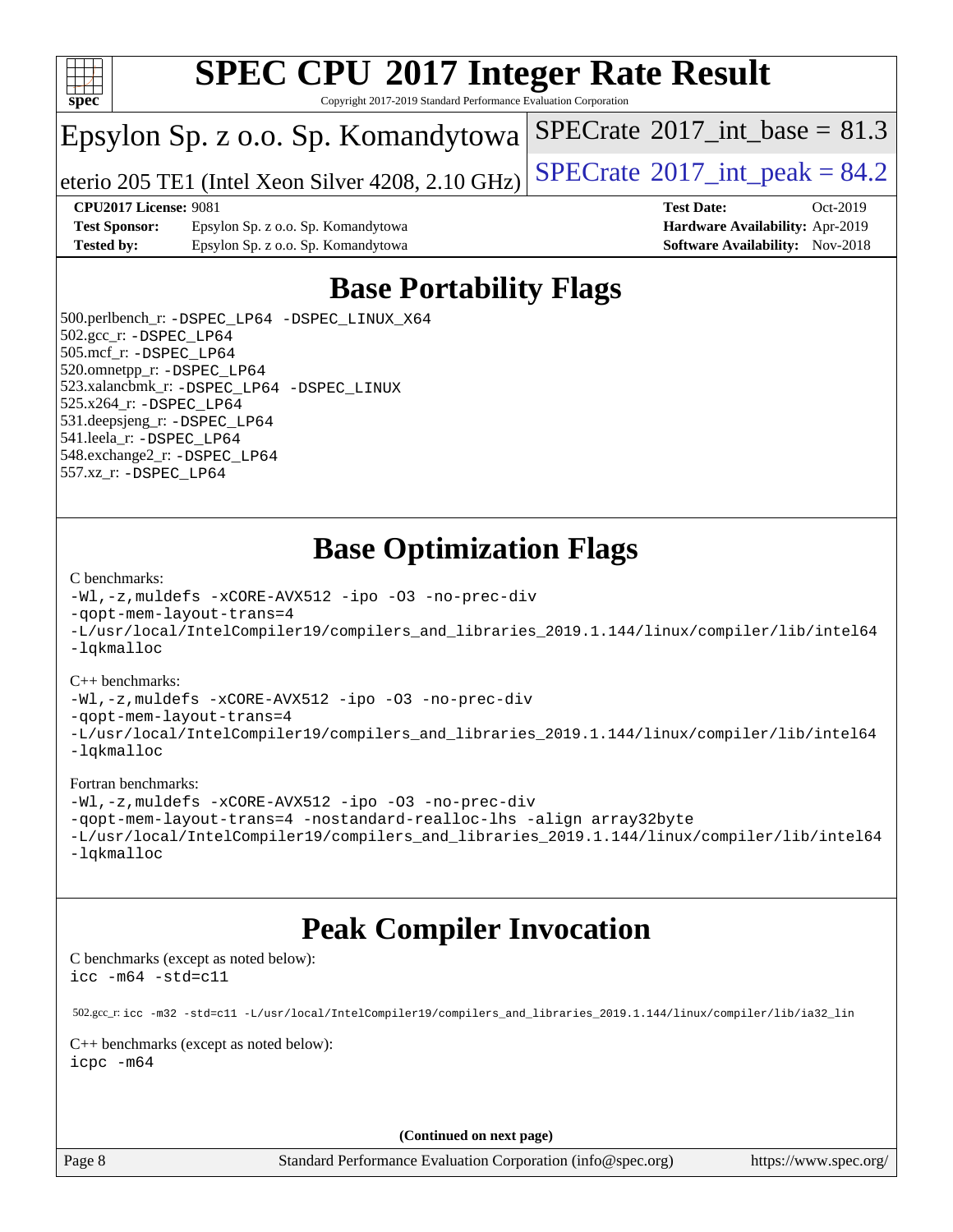# Base Portability Flags

500.perlbench_r: -DSPEC_LP64 -DSPEC_LINUX_X64
502.gcc_r: -DSPEC_LP64
505.mcf_r: -DSPEC_LP64
520.omnetpp_r: -DSPEC_LP64
523.xalancbmk_r: -DSPEC_LP64 -DSPEC_LINUX
525.x264_r: -DSPEC_LP64
531.deepsjeng_r: -DSPEC_LP64
541.leela_r: -DSPEC_LP64
548.exchange2_r: -DSPEC_LP64
557.xz_r: -DSPEC_LP64

# Base Optimization Flags

C benchmarks:

```
-Wl,-z,muldefs -xCORE-AVX512 -ipo -O3 -no-prec-div
-qopt-mem-layout-trans=4
-L/usr/local/IntelCompiler19/compilers_and_libraries_2019.1.144/linux/compiler/lib/intel64
-lqkmalloc
```

C++ benchmarks:

```
-Wl,-z,muldefs -xCORE-AVX512 -ipo -O3 -no-prec-div
-qopt-mem-layout-trans=4
-L/usr/local/IntelCompiler19/compilers_and_libraries_2019.1.144/linux/compiler/lib/intel64
-lqkmalloc
```

Fortran benchmarks:

```
-Wl,-z,muldefs -xCORE-AVX512 -ipo -O3 -no-prec-div
-qopt-mem-layout-trans=4 -nostandard-realloc-lhs -align array32byte
-L/usr/local/IntelCompiler19/compilers_and_libraries_2019.1.144/linux/compiler/lib/intel64
-lqkmalloc
```

# Peak Compiler Invocation

C benchmarks (except as noted below):

```
icc -m64 -std=c11
```

502.gcc_r: `icc -m32 -std=c11 -L/usr/local/IntelCompiler19/compilers_and_libraries_2019.1.144/linux/compiler/lib/ia32_lin`

C++ benchmarks (except as noted below):

```
icpc -m64
```

(Continued on next page)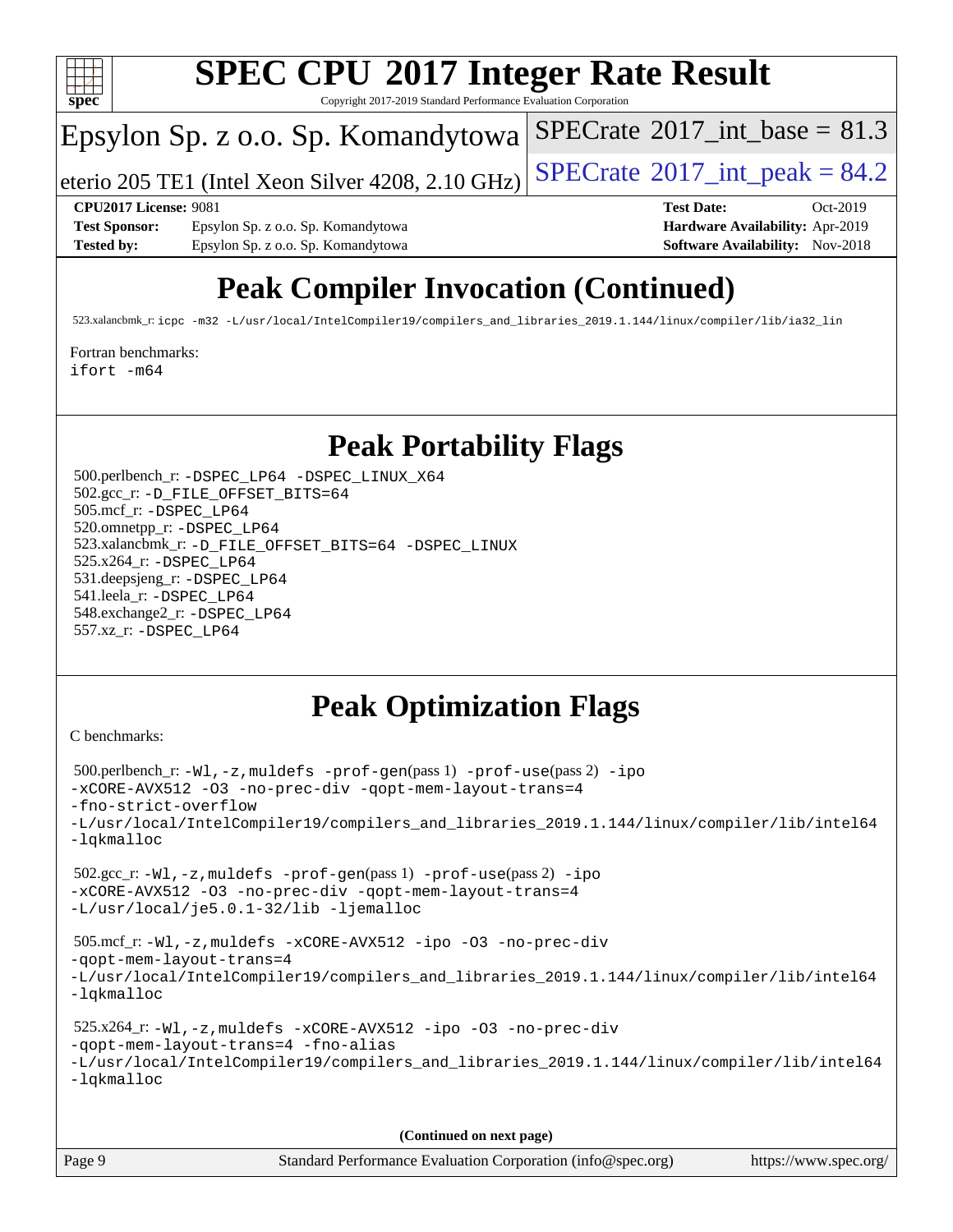# Peak Compiler Invocation (Continued)

523.xalancbmk_r: `icpc -m32 -L/usr/local/IntelCompiler19/compilers_and_libraries_2019.1.144/linux/compiler/lib/ia32_lin`

Fortran benchmarks:
`ifort -m64`

# Peak Portability Flags

500.perlbench_r: `-DSPEC_LP64 -DSPEC_LINUX_X64`
502.gcc_r: `-D_FILE_OFFSET_BITS=64`
505.mcf_r: `-DSPEC_LP64`
520.omnetpp_r: `-DSPEC_LP64`
523.xalancbmk_r: `-D_FILE_OFFSET_BITS=64 -DSPEC_LINUX`
525.x264_r: `-DSPEC_LP64`
531.deepsjeng_r: `-DSPEC_LP64`
541.leela_r: `-DSPEC_LP64`
548.exchange2_r: `-DSPEC_LP64`
557.xz_r: `-DSPEC_LP64`

# Peak Optimization Flags

C benchmarks:

500.perlbench_r: `-Wl,-z,muldefs -prof-gen`(pass 1) `-prof-use`(pass 2) `-ipo -xCORE-AVX512 -O3 -no-prec-div -qopt-mem-layout-trans=4 -fno-strict-overflow -L/usr/local/IntelCompiler19/compilers_and_libraries_2019.1.144/linux/compiler/lib/intel64 -lqkmalloc`

502.gcc_r: `-Wl,-z,muldefs -prof-gen`(pass 1) `-prof-use`(pass 2) `-ipo -xCORE-AVX512 -O3 -no-prec-div -qopt-mem-layout-trans=4 -L/usr/local/je5.0.1-32/lib -ljemalloc`

505.mcf_r: `-Wl,-z,muldefs -xCORE-AVX512 -ipo -O3 -no-prec-div -qopt-mem-layout-trans=4 -L/usr/local/IntelCompiler19/compilers_and_libraries_2019.1.144/linux/compiler/lib/intel64 -lqkmalloc`

525.x264_r: `-Wl,-z,muldefs -xCORE-AVX512 -ipo -O3 -no-prec-div -qopt-mem-layout-trans=4 -fno-alias -L/usr/local/IntelCompiler19/compilers_and_libraries_2019.1.144/linux/compiler/lib/intel64 -lqkmalloc`

**(Continued on next page)**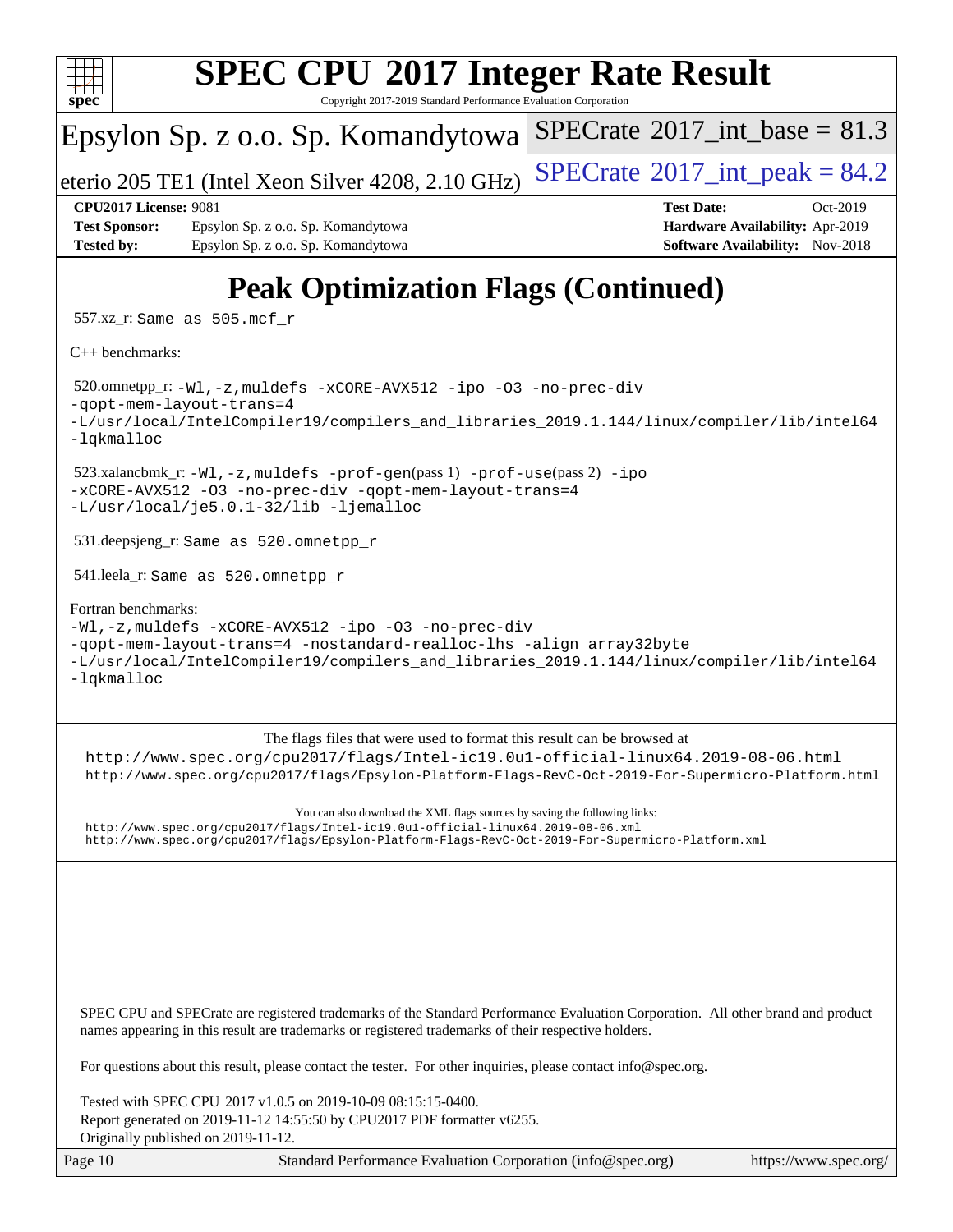# SPEC CPU 2017 Integer Rate Result

Copyright 2017-2019 Standard Performance Evaluation Corporation

Epsylon Sp. z o.o. Sp. Komandytowa

eterio 205 TE1 (Intel Xeon Silver 4208, 2.10 GHz)

SPECrate 2017_int_base = 81.3

SPECrate 2017_int_peak = 84.2

**CPU2017 License:** 9081
**Test Sponsor:** Epsylon Sp. z o.o. Sp. Komandytowa
**Tested by:** Epsylon Sp. z o.o. Sp. Komandytowa

**Test Date:** Oct-2019
**Hardware Availability:** Apr-2019
**Software Availability:** Nov-2018

## Peak Optimization Flags (Continued)

557.xz_r: `Same as 505.mcf_r`

C++ benchmarks:

520.omnetpp_r: `-Wl,-z,muldefs -xCORE-AVX512 -ipo -O3 -no-prec-div -qopt-mem-layout-trans=4 -L/usr/local/IntelCompiler19/compilers_and_libraries_2019.1.144/linux/compiler/lib/intel64 -lqkmalloc`

523.xalancbmk_r: `-Wl,-z,muldefs -prof-gen`(pass 1) `-prof-use`(pass 2) `-ipo -xCORE-AVX512 -O3 -no-prec-div -qopt-mem-layout-trans=4 -L/usr/local/je5.0.1-32/lib -ljemalloc`

531.deepsjeng_r: `Same as 520.omnetpp_r`

541.leela_r: `Same as 520.omnetpp_r`

Fortran benchmarks:

`-Wl,-z,muldefs -xCORE-AVX512 -ipo -O3 -no-prec-div -qopt-mem-layout-trans=4 -nostandard-realloc-lhs -align array32byte -L/usr/local/IntelCompiler19/compilers_and_libraries_2019.1.144/linux/compiler/lib/intel64 -lqkmalloc`

The flags files that were used to format this result can be browsed at
http://www.spec.org/cpu2017/flags/Intel-ic19.0u1-official-linux64.2019-08-06.html
http://www.spec.org/cpu2017/flags/Epsylon-Platform-Flags-RevC-Oct-2019-For-Supermicro-Platform.html

You can also download the XML flags sources by saving the following links:
http://www.spec.org/cpu2017/flags/Intel-ic19.0u1-official-linux64.2019-08-06.xml
http://www.spec.org/cpu2017/flags/Epsylon-Platform-Flags-RevC-Oct-2019-For-Supermicro-Platform.xml

SPEC CPU and SPECrate are registered trademarks of the Standard Performance Evaluation Corporation. All other brand and product names appearing in this result are trademarks or registered trademarks of their respective holders.

For questions about this result, please contact the tester. For other inquiries, please contact info@spec.org.

Tested with SPEC CPU 2017 v1.0.5 on 2019-10-09 08:15:15-0400.
Report generated on 2019-11-12 14:55:50 by CPU2017 PDF formatter v6255.
Originally published on 2019-11-12.